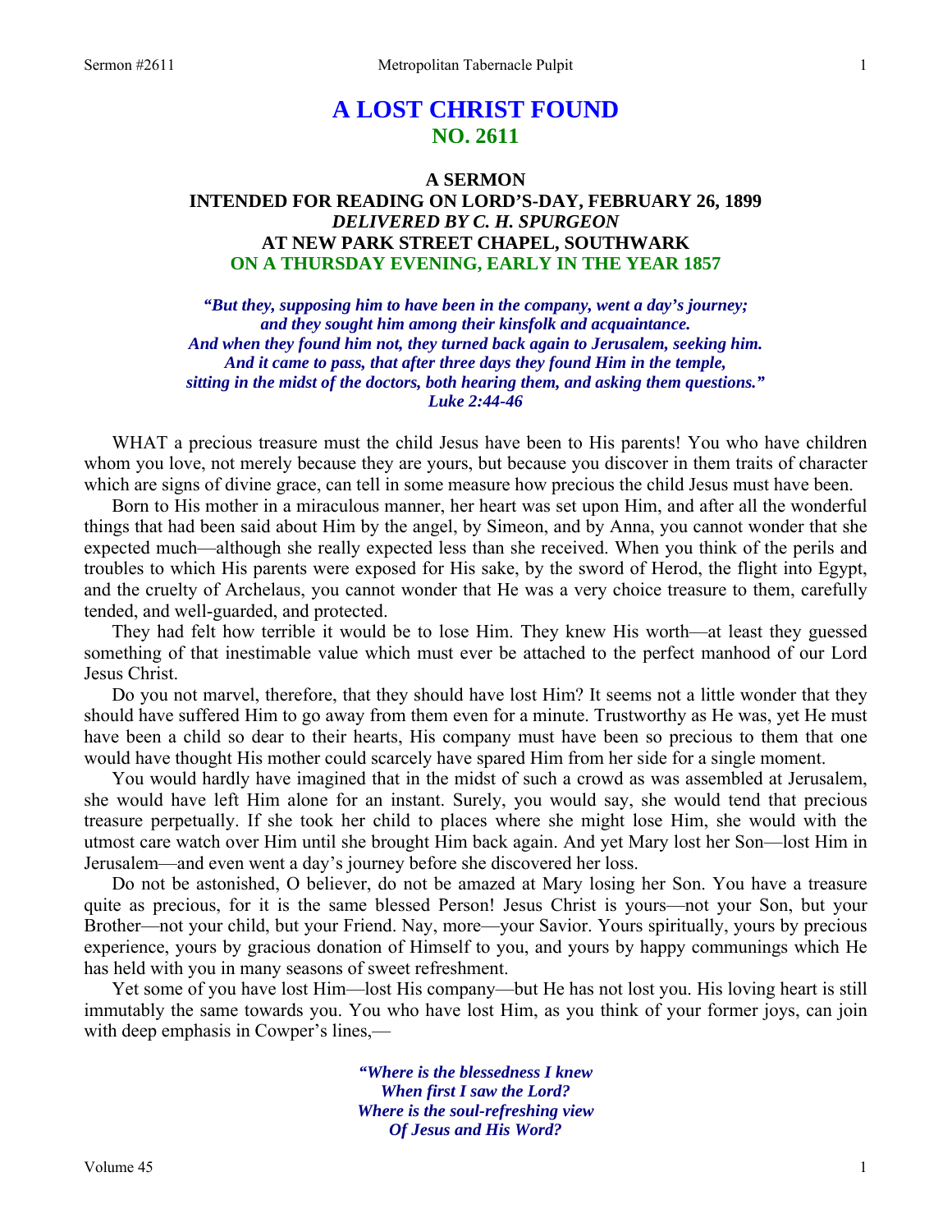# A LOST CHRIST FOUND
## NO. 2611

### A SERMON
### INTENDED FOR READING ON LORD'S-DAY, FEBRUARY 26, 1899
### *DELIVERED BY C. H. SPURGEON*
### AT NEW PARK STREET CHAPEL, SOUTHWARK
### ON A THURSDAY EVENING, EARLY IN THE YEAR 1857

*"But they, supposing him to have been in the company, went a day's journey; and they sought him among their kinsfolk and acquaintance. And when they found him not, they turned back again to Jerusalem, seeking him. And it came to pass, that after three days they found Him in the temple, sitting in the midst of the doctors, both hearing them, and asking them questions." Luke 2:44-46*

WHAT a precious treasure must the child Jesus have been to His parents! You who have children whom you love, not merely because they are yours, but because you discover in them traits of character which are signs of divine grace, can tell in some measure how precious the child Jesus must have been.

Born to His mother in a miraculous manner, her heart was set upon Him, and after all the wonderful things that had been said about Him by the angel, by Simeon, and by Anna, you cannot wonder that she expected much—although she really expected less than she received. When you think of the perils and troubles to which His parents were exposed for His sake, by the sword of Herod, the flight into Egypt, and the cruelty of Archelaus, you cannot wonder that He was a very choice treasure to them, carefully tended, and well-guarded, and protected.

They had felt how terrible it would be to lose Him. They knew His worth—at least they guessed something of that inestimable value which must ever be attached to the perfect manhood of our Lord Jesus Christ.

Do you not marvel, therefore, that they should have lost Him? It seems not a little wonder that they should have suffered Him to go away from them even for a minute. Trustworthy as He was, yet He must have been a child so dear to their hearts, His company must have been so precious to them that one would have thought His mother could scarcely have spared Him from her side for a single moment.

You would hardly have imagined that in the midst of such a crowd as was assembled at Jerusalem, she would have left Him alone for an instant. Surely, you would say, she would tend that precious treasure perpetually. If she took her child to places where she might lose Him, she would with the utmost care watch over Him until she brought Him back again. And yet Mary lost her Son—lost Him in Jerusalem—and even went a day's journey before she discovered her loss.

Do not be astonished, O believer, do not be amazed at Mary losing her Son. You have a treasure quite as precious, for it is the same blessed Person! Jesus Christ is yours—not your Son, but your Brother—not your child, but your Friend. Nay, more—your Savior. Yours spiritually, yours by precious experience, yours by gracious donation of Himself to you, and yours by happy communings which He has held with you in many seasons of sweet refreshment.

Yet some of you have lost Him—lost His company—but He has not lost you. His loving heart is still immutably the same towards you. You who have lost Him, as you think of your former joys, can join with deep emphasis in Cowper's lines,—

*"Where is the blessedness I knew*
*When first I saw the Lord?*
*Where is the soul-refreshing view*
*Of Jesus and His Word?*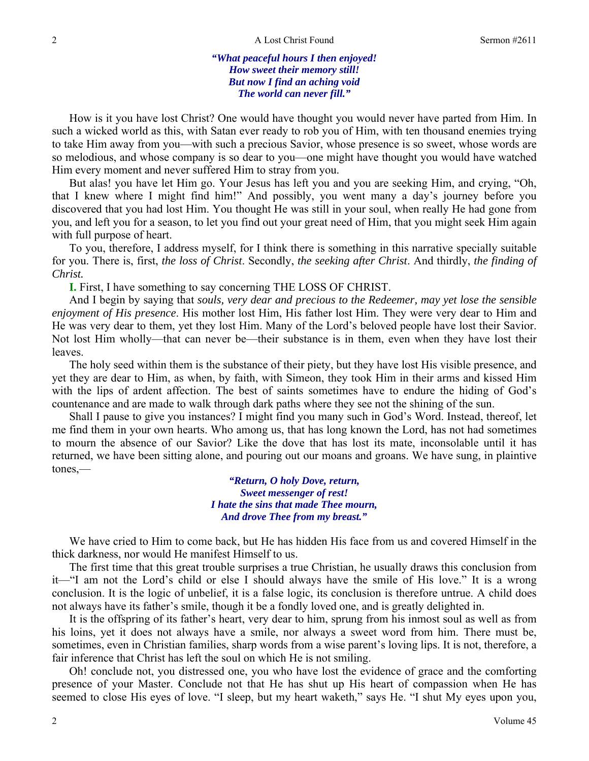*"What peaceful hours I then enjoyed!*
*How sweet their memory still!*
*But now I find an aching void*
*The world can never fill."*

How is it you have lost Christ? One would have thought you would never have parted from Him. In such a wicked world as this, with Satan ever ready to rob you of Him, with ten thousand enemies trying to take Him away from you—with such a precious Savior, whose presence is so sweet, whose words are so melodious, and whose company is so dear to you—one might have thought you would have watched Him every moment and never suffered Him to stray from you.

But alas! you have let Him go. Your Jesus has left you and you are seeking Him, and crying, "Oh, that I knew where I might find him!" And possibly, you went many a day's journey before you discovered that you had lost Him. You thought He was still in your soul, when really He had gone from you, and left you for a season, to let you find out your great need of Him, that you might seek Him again with full purpose of heart.

To you, therefore, I address myself, for I think there is something in this narrative specially suitable for you. There is, first, *the loss of Christ*. Secondly, *the seeking after Christ*. And thirdly, *the finding of Christ.*

**I.** First, I have something to say concerning THE LOSS OF CHRIST.

And I begin by saying that *souls, very dear and precious to the Redeemer, may yet lose the sensible enjoyment of His presence*. His mother lost Him, His father lost Him. They were very dear to Him and He was very dear to them, yet they lost Him. Many of the Lord's beloved people have lost their Savior. Not lost Him wholly—that can never be—their substance is in them, even when they have lost their leaves.

The holy seed within them is the substance of their piety, but they have lost His visible presence, and yet they are dear to Him, as when, by faith, with Simeon, they took Him in their arms and kissed Him with the lips of ardent affection. The best of saints sometimes have to endure the hiding of God's countenance and are made to walk through dark paths where they see not the shining of the sun.

Shall I pause to give you instances? I might find you many such in God's Word. Instead, thereof, let me find them in your own hearts. Who among us, that has long known the Lord, has not had sometimes to mourn the absence of our Savior? Like the dove that has lost its mate, inconsolable until it has returned, we have been sitting alone, and pouring out our moans and groans. We have sung, in plaintive tones,—

*"Return, O holy Dove, return,*
*Sweet messenger of rest!*
*I hate the sins that made Thee mourn,*
*And drove Thee from my breast."*

We have cried to Him to come back, but He has hidden His face from us and covered Himself in the thick darkness, nor would He manifest Himself to us.

The first time that this great trouble surprises a true Christian, he usually draws this conclusion from it—"I am not the Lord's child or else I should always have the smile of His love." It is a wrong conclusion. It is the logic of unbelief, it is a false logic, its conclusion is therefore untrue. A child does not always have its father's smile, though it be a fondly loved one, and is greatly delighted in.

It is the offspring of its father's heart, very dear to him, sprung from his inmost soul as well as from his loins, yet it does not always have a smile, nor always a sweet word from him. There must be, sometimes, even in Christian families, sharp words from a wise parent's loving lips. It is not, therefore, a fair inference that Christ has left the soul on which He is not smiling.

Oh! conclude not, you distressed one, you who have lost the evidence of grace and the comforting presence of your Master. Conclude not that He has shut up His heart of compassion when He has seemed to close His eyes of love. "I sleep, but my heart waketh," says He. "I shut My eyes upon you,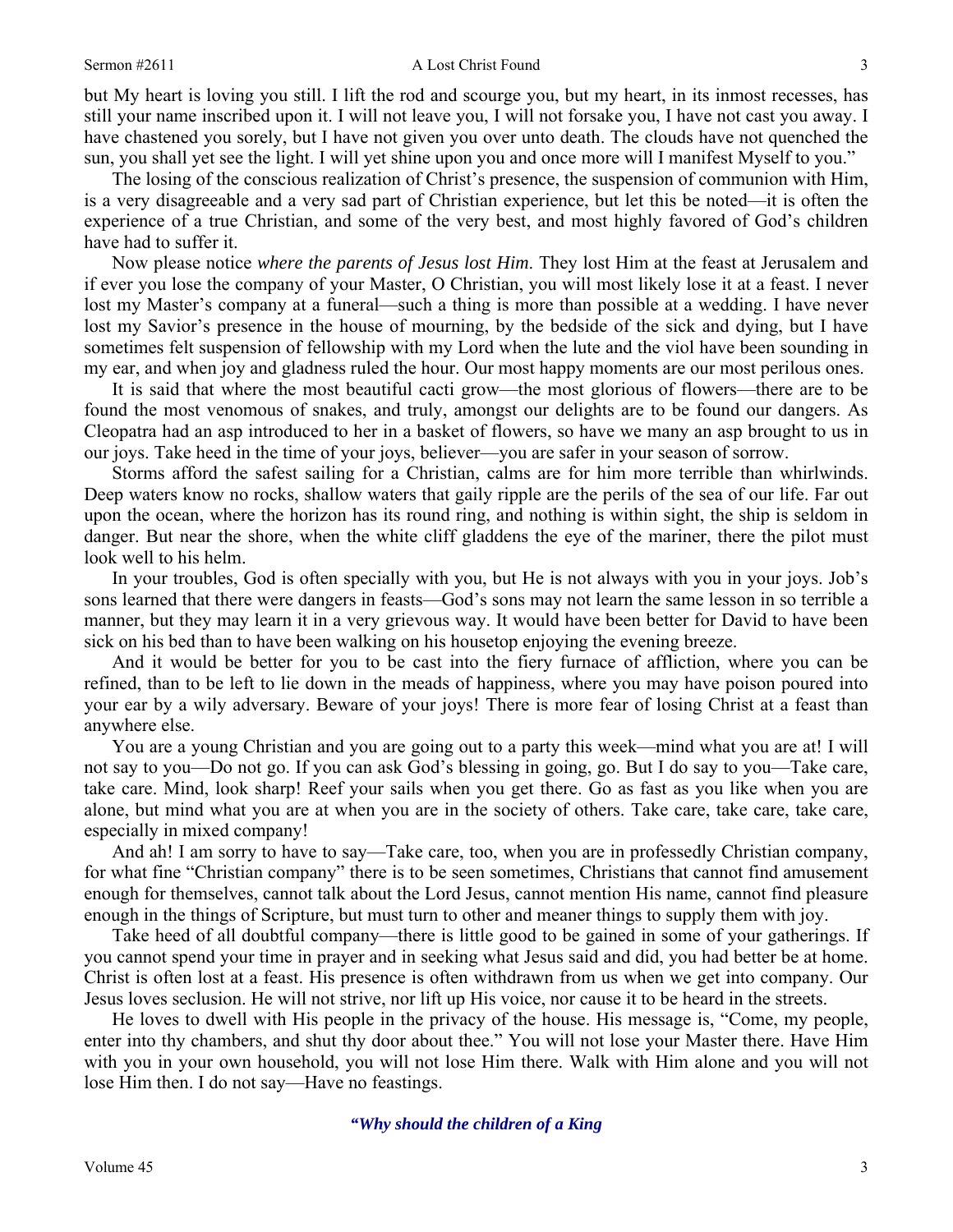but My heart is loving you still. I lift the rod and scourge you, but my heart, in its inmost recesses, has still your name inscribed upon it. I will not leave you, I will not forsake you, I have not cast you away. I have chastened you sorely, but I have not given you over unto death. The clouds have not quenched the sun, you shall yet see the light. I will yet shine upon you and once more will I manifest Myself to you."

The losing of the conscious realization of Christ's presence, the suspension of communion with Him, is a very disagreeable and a very sad part of Christian experience, but let this be noted—it is often the experience of a true Christian, and some of the very best, and most highly favored of God's children have had to suffer it.

Now please notice *where the parents of Jesus lost Him*. They lost Him at the feast at Jerusalem and if ever you lose the company of your Master, O Christian, you will most likely lose it at a feast. I never lost my Master's company at a funeral—such a thing is more than possible at a wedding. I have never lost my Savior's presence in the house of mourning, by the bedside of the sick and dying, but I have sometimes felt suspension of fellowship with my Lord when the lute and the viol have been sounding in my ear, and when joy and gladness ruled the hour. Our most happy moments are our most perilous ones.

It is said that where the most beautiful cacti grow—the most glorious of flowers—there are to be found the most venomous of snakes, and truly, amongst our delights are to be found our dangers. As Cleopatra had an asp introduced to her in a basket of flowers, so have we many an asp brought to us in our joys. Take heed in the time of your joys, believer—you are safer in your season of sorrow.

Storms afford the safest sailing for a Christian, calms are for him more terrible than whirlwinds. Deep waters know no rocks, shallow waters that gaily ripple are the perils of the sea of our life. Far out upon the ocean, where the horizon has its round ring, and nothing is within sight, the ship is seldom in danger. But near the shore, when the white cliff gladdens the eye of the mariner, there the pilot must look well to his helm.

In your troubles, God is often specially with you, but He is not always with you in your joys. Job's sons learned that there were dangers in feasts—God's sons may not learn the same lesson in so terrible a manner, but they may learn it in a very grievous way. It would have been better for David to have been sick on his bed than to have been walking on his housetop enjoying the evening breeze.

And it would be better for you to be cast into the fiery furnace of affliction, where you can be refined, than to be left to lie down in the meads of happiness, where you may have poison poured into your ear by a wily adversary. Beware of your joys! There is more fear of losing Christ at a feast than anywhere else.

You are a young Christian and you are going out to a party this week—mind what you are at! I will not say to you—Do not go. If you can ask God's blessing in going, go. But I do say to you—Take care, take care. Mind, look sharp! Reef your sails when you get there. Go as fast as you like when you are alone, but mind what you are at when you are in the society of others. Take care, take care, take care, especially in mixed company!

And ah! I am sorry to have to say—Take care, too, when you are in professedly Christian company, for what fine "Christian company" there is to be seen sometimes, Christians that cannot find amusement enough for themselves, cannot talk about the Lord Jesus, cannot mention His name, cannot find pleasure enough in the things of Scripture, but must turn to other and meaner things to supply them with joy.

Take heed of all doubtful company—there is little good to be gained in some of your gatherings. If you cannot spend your time in prayer and in seeking what Jesus said and did, you had better be at home. Christ is often lost at a feast. His presence is often withdrawn from us when we get into company. Our Jesus loves seclusion. He will not strive, nor lift up His voice, nor cause it to be heard in the streets.

He loves to dwell with His people in the privacy of the house. His message is, "Come, my people, enter into thy chambers, and shut thy door about thee." You will not lose your Master there. Have Him with you in your own household, you will not lose Him there. Walk with Him alone and you will not lose Him then. I do not say—Have no feastings.

***"Why should the children of a King***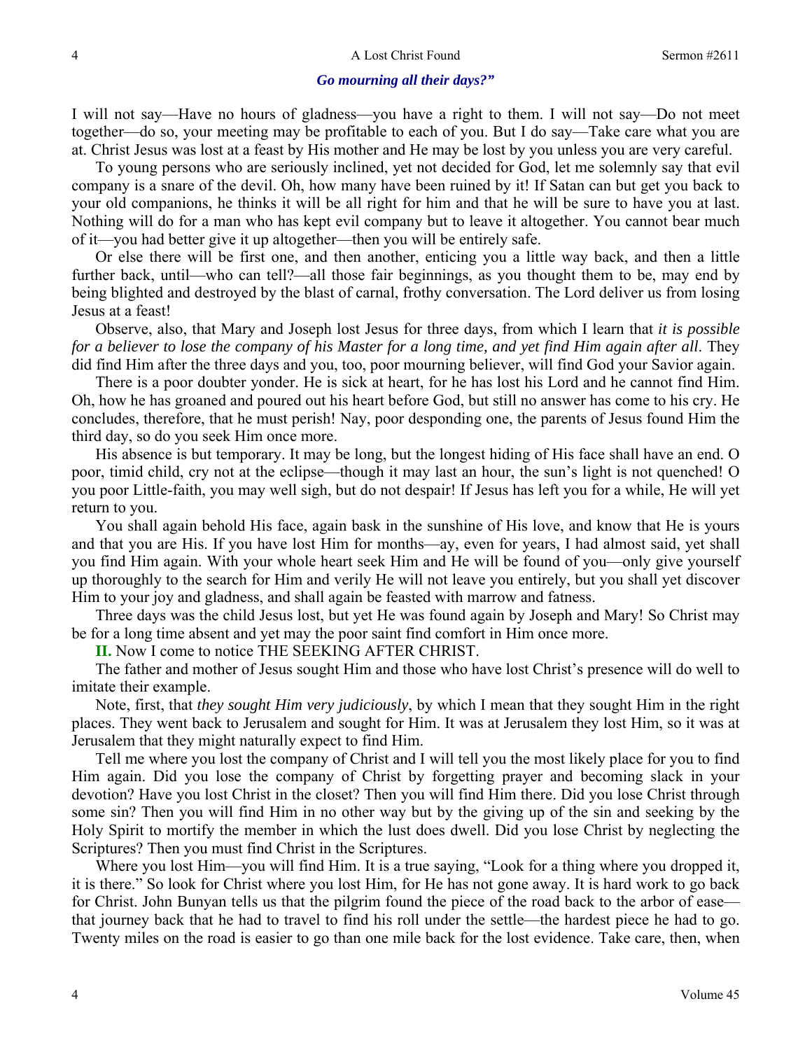***Go mourning all their days?"***

I will not say—Have no hours of gladness—you have a right to them. I will not say—Do not meet together—do so, your meeting may be profitable to each of you. But I do say—Take care what you are at. Christ Jesus was lost at a feast by His mother and He may be lost by you unless you are very careful.

To young persons who are seriously inclined, yet not decided for God, let me solemnly say that evil company is a snare of the devil. Oh, how many have been ruined by it! If Satan can but get you back to your old companions, he thinks it will be all right for him and that he will be sure to have you at last. Nothing will do for a man who has kept evil company but to leave it altogether. You cannot bear much of it—you had better give it up altogether—then you will be entirely safe.

Or else there will be first one, and then another, enticing you a little way back, and then a little further back, until—who can tell?—all those fair beginnings, as you thought them to be, may end by being blighted and destroyed by the blast of carnal, frothy conversation. The Lord deliver us from losing Jesus at a feast!

Observe, also, that Mary and Joseph lost Jesus for three days, from which I learn that *it is possible for a believer to lose the company of his Master for a long time, and yet find Him again after all*. They did find Him after the three days and you, too, poor mourning believer, will find God your Savior again.

There is a poor doubter yonder. He is sick at heart, for he has lost his Lord and he cannot find Him. Oh, how he has groaned and poured out his heart before God, but still no answer has come to his cry. He concludes, therefore, that he must perish! Nay, poor desponding one, the parents of Jesus found Him the third day, so do you seek Him once more.

His absence is but temporary. It may be long, but the longest hiding of His face shall have an end. O poor, timid child, cry not at the eclipse—though it may last an hour, the sun's light is not quenched! O you poor Little-faith, you may well sigh, but do not despair! If Jesus has left you for a while, He will yet return to you.

You shall again behold His face, again bask in the sunshine of His love, and know that He is yours and that you are His. If you have lost Him for months—ay, even for years, I had almost said, yet shall you find Him again. With your whole heart seek Him and He will be found of you—only give yourself up thoroughly to the search for Him and verily He will not leave you entirely, but you shall yet discover Him to your joy and gladness, and shall again be feasted with marrow and fatness.

Three days was the child Jesus lost, but yet He was found again by Joseph and Mary! So Christ may be for a long time absent and yet may the poor saint find comfort in Him once more.

**II.** Now I come to notice THE SEEKING AFTER CHRIST.

The father and mother of Jesus sought Him and those who have lost Christ's presence will do well to imitate their example.

Note, first, that *they sought Him very judiciously*, by which I mean that they sought Him in the right places. They went back to Jerusalem and sought for Him. It was at Jerusalem they lost Him, so it was at Jerusalem that they might naturally expect to find Him.

Tell me where you lost the company of Christ and I will tell you the most likely place for you to find Him again. Did you lose the company of Christ by forgetting prayer and becoming slack in your devotion? Have you lost Christ in the closet? Then you will find Him there. Did you lose Christ through some sin? Then you will find Him in no other way but by the giving up of the sin and seeking by the Holy Spirit to mortify the member in which the lust does dwell. Did you lose Christ by neglecting the Scriptures? Then you must find Christ in the Scriptures.

Where you lost Him—you will find Him. It is a true saying, "Look for a thing where you dropped it, it is there." So look for Christ where you lost Him, for He has not gone away. It is hard work to go back for Christ. John Bunyan tells us that the pilgrim found the piece of the road back to the arbor of ease—that journey back that he had to travel to find his roll under the settle—the hardest piece he had to go. Twenty miles on the road is easier to go than one mile back for the lost evidence. Take care, then, when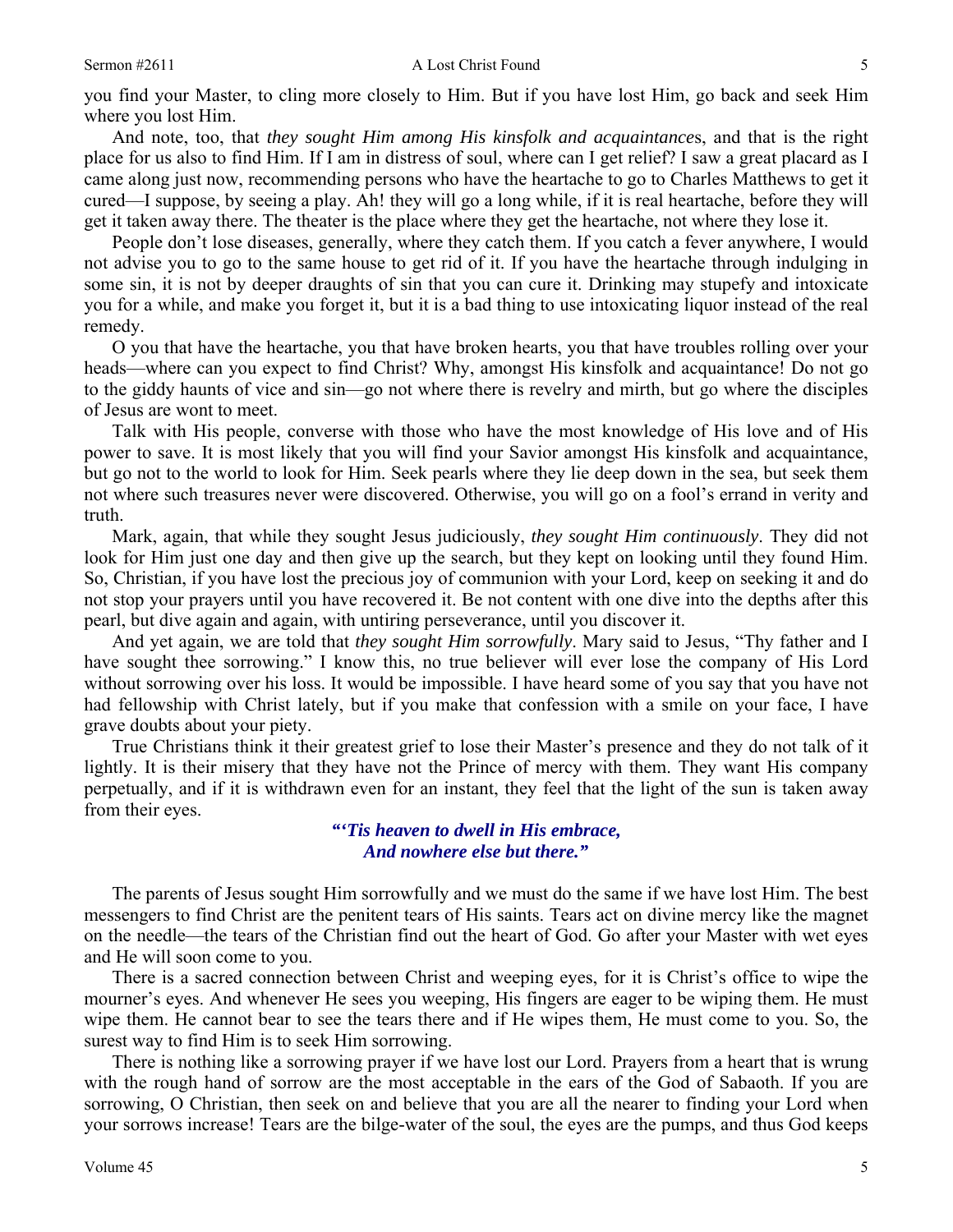you find your Master, to cling more closely to Him. But if you have lost Him, go back and seek Him where you lost Him.

And note, too, that *they sought Him among His kinsfolk and acquaintance*s, and that is the right place for us also to find Him. If I am in distress of soul, where can I get relief? I saw a great placard as I came along just now, recommending persons who have the heartache to go to Charles Matthews to get it cured—I suppose, by seeing a play. Ah! they will go a long while, if it is real heartache, before they will get it taken away there. The theater is the place where they get the heartache, not where they lose it.

People don't lose diseases, generally, where they catch them. If you catch a fever anywhere, I would not advise you to go to the same house to get rid of it. If you have the heartache through indulging in some sin, it is not by deeper draughts of sin that you can cure it. Drinking may stupefy and intoxicate you for a while, and make you forget it, but it is a bad thing to use intoxicating liquor instead of the real remedy.

O you that have the heartache, you that have broken hearts, you that have troubles rolling over your heads—where can you expect to find Christ? Why, amongst His kinsfolk and acquaintance! Do not go to the giddy haunts of vice and sin—go not where there is revelry and mirth, but go where the disciples of Jesus are wont to meet.

Talk with His people, converse with those who have the most knowledge of His love and of His power to save. It is most likely that you will find your Savior amongst His kinsfolk and acquaintance, but go not to the world to look for Him. Seek pearls where they lie deep down in the sea, but seek them not where such treasures never were discovered. Otherwise, you will go on a fool's errand in verity and truth.

Mark, again, that while they sought Jesus judiciously, *they sought Him continuously*. They did not look for Him just one day and then give up the search, but they kept on looking until they found Him. So, Christian, if you have lost the precious joy of communion with your Lord, keep on seeking it and do not stop your prayers until you have recovered it. Be not content with one dive into the depths after this pearl, but dive again and again, with untiring perseverance, until you discover it.

And yet again, we are told that *they sought Him sorrowfully*. Mary said to Jesus, "Thy father and I have sought thee sorrowing." I know this, no true believer will ever lose the company of His Lord without sorrowing over his loss. It would be impossible. I have heard some of you say that you have not had fellowship with Christ lately, but if you make that confession with a smile on your face, I have grave doubts about your piety.

True Christians think it their greatest grief to lose their Master's presence and they do not talk of it lightly. It is their misery that they have not the Prince of mercy with them. They want His company perpetually, and if it is withdrawn even for an instant, they feel that the light of the sun is taken away from their eyes.

> ***"'Tis heaven to dwell in His embrace,***
> ***And nowhere else but there."***

The parents of Jesus sought Him sorrowfully and we must do the same if we have lost Him. The best messengers to find Christ are the penitent tears of His saints. Tears act on divine mercy like the magnet on the needle—the tears of the Christian find out the heart of God. Go after your Master with wet eyes and He will soon come to you.

There is a sacred connection between Christ and weeping eyes, for it is Christ's office to wipe the mourner's eyes. And whenever He sees you weeping, His fingers are eager to be wiping them. He must wipe them. He cannot bear to see the tears there and if He wipes them, He must come to you. So, the surest way to find Him is to seek Him sorrowing.

There is nothing like a sorrowing prayer if we have lost our Lord. Prayers from a heart that is wrung with the rough hand of sorrow are the most acceptable in the ears of the God of Sabaoth. If you are sorrowing, O Christian, then seek on and believe that you are all the nearer to finding your Lord when your sorrows increase! Tears are the bilge-water of the soul, the eyes are the pumps, and thus God keeps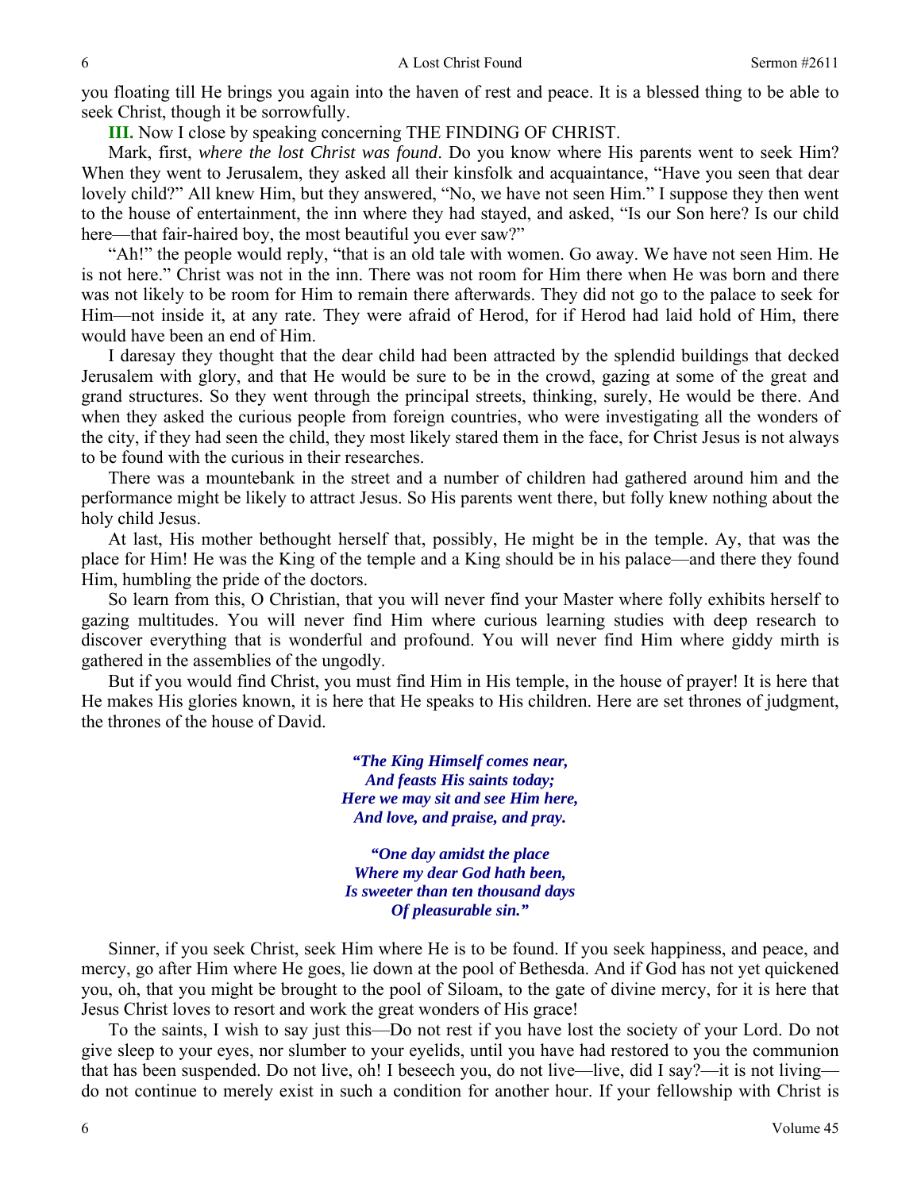you floating till He brings you again into the haven of rest and peace. It is a blessed thing to be able to seek Christ, though it be sorrowfully.

**III.** Now I close by speaking concerning THE FINDING OF CHRIST.

Mark, first, *where the lost Christ was found*. Do you know where His parents went to seek Him? When they went to Jerusalem, they asked all their kinsfolk and acquaintance, "Have you seen that dear lovely child?" All knew Him, but they answered, "No, we have not seen Him." I suppose they then went to the house of entertainment, the inn where they had stayed, and asked, "Is our Son here? Is our child here—that fair-haired boy, the most beautiful you ever saw?"

"Ah!" the people would reply, "that is an old tale with women. Go away. We have not seen Him. He is not here." Christ was not in the inn. There was not room for Him there when He was born and there was not likely to be room for Him to remain there afterwards. They did not go to the palace to seek for Him—not inside it, at any rate. They were afraid of Herod, for if Herod had laid hold of Him, there would have been an end of Him.

I daresay they thought that the dear child had been attracted by the splendid buildings that decked Jerusalem with glory, and that He would be sure to be in the crowd, gazing at some of the great and grand structures. So they went through the principal streets, thinking, surely, He would be there. And when they asked the curious people from foreign countries, who were investigating all the wonders of the city, if they had seen the child, they most likely stared them in the face, for Christ Jesus is not always to be found with the curious in their researches.

There was a mountebank in the street and a number of children had gathered around him and the performance might be likely to attract Jesus. So His parents went there, but folly knew nothing about the holy child Jesus.

At last, His mother bethought herself that, possibly, He might be in the temple. Ay, that was the place for Him! He was the King of the temple and a King should be in his palace—and there they found Him, humbling the pride of the doctors.

So learn from this, O Christian, that you will never find your Master where folly exhibits herself to gazing multitudes. You will never find Him where curious learning studies with deep research to discover everything that is wonderful and profound. You will never find Him where giddy mirth is gathered in the assemblies of the ungodly.

But if you would find Christ, you must find Him in His temple, in the house of prayer! It is here that He makes His glories known, it is here that He speaks to His children. Here are set thrones of judgment, the thrones of the house of David.

> ***"The King Himself comes near,***
> ***And feasts His saints today;***
> ***Here we may sit and see Him here,***
> ***And love, and praise, and pray.***
>
> ***"One day amidst the place***
> ***Where my dear God hath been,***
> ***Is sweeter than ten thousand days***
> ***Of pleasurable sin."***

Sinner, if you seek Christ, seek Him where He is to be found. If you seek happiness, and peace, and mercy, go after Him where He goes, lie down at the pool of Bethesda. And if God has not yet quickened you, oh, that you might be brought to the pool of Siloam, to the gate of divine mercy, for it is here that Jesus Christ loves to resort and work the great wonders of His grace!

To the saints, I wish to say just this—Do not rest if you have lost the society of your Lord. Do not give sleep to your eyes, nor slumber to your eyelids, until you have had restored to you the communion that has been suspended. Do not live, oh! I beseech you, do not live—live, did I say?—it is not living—do not continue to merely exist in such a condition for another hour. If your fellowship with Christ is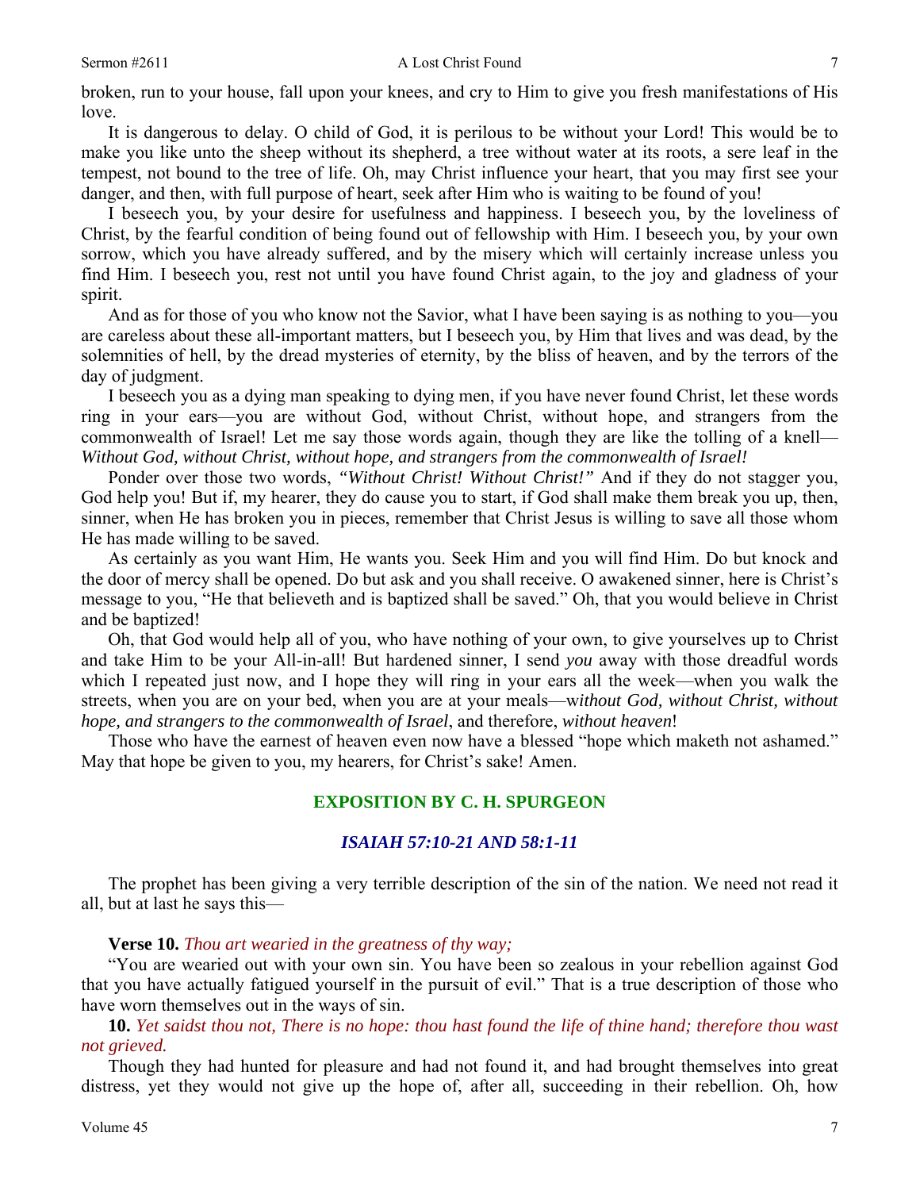broken, run to your house, fall upon your knees, and cry to Him to give you fresh manifestations of His love.

It is dangerous to delay. O child of God, it is perilous to be without your Lord! This would be to make you like unto the sheep without its shepherd, a tree without water at its roots, a sere leaf in the tempest, not bound to the tree of life. Oh, may Christ influence your heart, that you may first see your danger, and then, with full purpose of heart, seek after Him who is waiting to be found of you!

I beseech you, by your desire for usefulness and happiness. I beseech you, by the loveliness of Christ, by the fearful condition of being found out of fellowship with Him. I beseech you, by your own sorrow, which you have already suffered, and by the misery which will certainly increase unless you find Him. I beseech you, rest not until you have found Christ again, to the joy and gladness of your spirit.

And as for those of you who know not the Savior, what I have been saying is as nothing to you—you are careless about these all-important matters, but I beseech you, by Him that lives and was dead, by the solemnities of hell, by the dread mysteries of eternity, by the bliss of heaven, and by the terrors of the day of judgment.

I beseech you as a dying man speaking to dying men, if you have never found Christ, let these words ring in your ears—you are without God, without Christ, without hope, and strangers from the commonwealth of Israel! Let me say those words again, though they are like the tolling of a knell—*Without God, without Christ, without hope, and strangers from the commonwealth of Israel!*

Ponder over those two words, *"Without Christ! Without Christ!"* And if they do not stagger you, God help you! But if, my hearer, they do cause you to start, if God shall make them break you up, then, sinner, when He has broken you in pieces, remember that Christ Jesus is willing to save all those whom He has made willing to be saved.

As certainly as you want Him, He wants you. Seek Him and you will find Him. Do but knock and the door of mercy shall be opened. Do but ask and you shall receive. O awakened sinner, here is Christ's message to you, "He that believeth and is baptized shall be saved." Oh, that you would believe in Christ and be baptized!

Oh, that God would help all of you, who have nothing of your own, to give yourselves up to Christ and take Him to be your All-in-all! But hardened sinner, I send *you* away with those dreadful words which I repeated just now, and I hope they will ring in your ears all the week—when you walk the streets, when you are on your bed, when you are at your meals—w*ithout God, without Christ, without hope, and strangers to the commonwealth of Israel*, and therefore, *without heaven*!

Those who have the earnest of heaven even now have a blessed "hope which maketh not ashamed." May that hope be given to you, my hearers, for Christ's sake! Amen.

## EXPOSITION BY C. H. SPURGEON

### *ISAIAH 57:10-21 AND 58:1-11*

The prophet has been giving a very terrible description of the sin of the nation. We need not read it all, but at last he says this—

**Verse 10.** *Thou art wearied in the greatness of thy way;*

"You are wearied out with your own sin. You have been so zealous in your rebellion against God that you have actually fatigued yourself in the pursuit of evil." That is a true description of those who have worn themselves out in the ways of sin.

**10.** *Yet saidst thou not, There is no hope: thou hast found the life of thine hand; therefore thou wast not grieved.*

Though they had hunted for pleasure and had not found it, and had brought themselves into great distress, yet they would not give up the hope of, after all, succeeding in their rebellion. Oh, how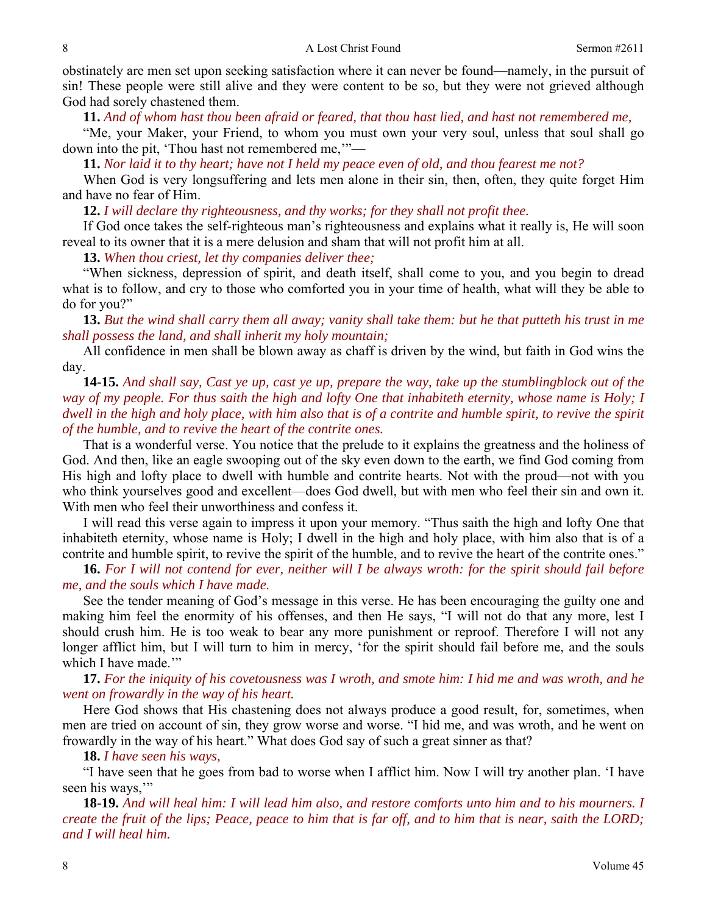obstinately are men set upon seeking satisfaction where it can never be found—namely, in the pursuit of sin! These people were still alive and they were content to be so, but they were not grieved although God had sorely chastened them.

**11.** *And of whom hast thou been afraid or feared, that thou hast lied, and hast not remembered me,*

"Me, your Maker, your Friend, to whom you must own your very soul, unless that soul shall go down into the pit, 'Thou hast not remembered me,'"—

**11.** *Nor laid it to thy heart; have not I held my peace even of old, and thou fearest me not?*

When God is very longsuffering and lets men alone in their sin, then, often, they quite forget Him and have no fear of Him.

**12.** *I will declare thy righteousness, and thy works; for they shall not profit thee.*

If God once takes the self-righteous man's righteousness and explains what it really is, He will soon reveal to its owner that it is a mere delusion and sham that will not profit him at all.

**13.** *When thou criest, let thy companies deliver thee;*

"When sickness, depression of spirit, and death itself, shall come to you, and you begin to dread what is to follow, and cry to those who comforted you in your time of health, what will they be able to do for you?"

**13.** *But the wind shall carry them all away; vanity shall take them: but he that putteth his trust in me shall possess the land, and shall inherit my holy mountain;*

All confidence in men shall be blown away as chaff is driven by the wind, but faith in God wins the day.

**14-15.** *And shall say, Cast ye up, cast ye up, prepare the way, take up the stumblingblock out of the way of my people. For thus saith the high and lofty One that inhabiteth eternity, whose name is Holy; I dwell in the high and holy place, with him also that is of a contrite and humble spirit, to revive the spirit of the humble, and to revive the heart of the contrite ones.*

That is a wonderful verse. You notice that the prelude to it explains the greatness and the holiness of God. And then, like an eagle swooping out of the sky even down to the earth, we find God coming from His high and lofty place to dwell with humble and contrite hearts. Not with the proud—not with you who think yourselves good and excellent—does God dwell, but with men who feel their sin and own it. With men who feel their unworthiness and confess it.

I will read this verse again to impress it upon your memory. "Thus saith the high and lofty One that inhabiteth eternity, whose name is Holy; I dwell in the high and holy place, with him also that is of a contrite and humble spirit, to revive the spirit of the humble, and to revive the heart of the contrite ones."

**16.** *For I will not contend for ever, neither will I be always wroth: for the spirit should fail before me, and the souls which I have made.*

See the tender meaning of God's message in this verse. He has been encouraging the guilty one and making him feel the enormity of his offenses, and then He says, "I will not do that any more, lest I should crush him. He is too weak to bear any more punishment or reproof. Therefore I will not any longer afflict him, but I will turn to him in mercy, 'for the spirit should fail before me, and the souls which I have made.'"

**17.** *For the iniquity of his covetousness was I wroth, and smote him: I hid me and was wroth, and he went on frowardly in the way of his heart.*

Here God shows that His chastening does not always produce a good result, for, sometimes, when men are tried on account of sin, they grow worse and worse. "I hid me, and was wroth, and he went on frowardly in the way of his heart." What does God say of such a great sinner as that?

**18.** *I have seen his ways,*

"I have seen that he goes from bad to worse when I afflict him. Now I will try another plan. 'I have seen his ways,'"

**18-19.** *And will heal him: I will lead him also, and restore comforts unto him and to his mourners. I create the fruit of the lips; Peace, peace to him that is far off, and to him that is near, saith the LORD; and I will heal him.*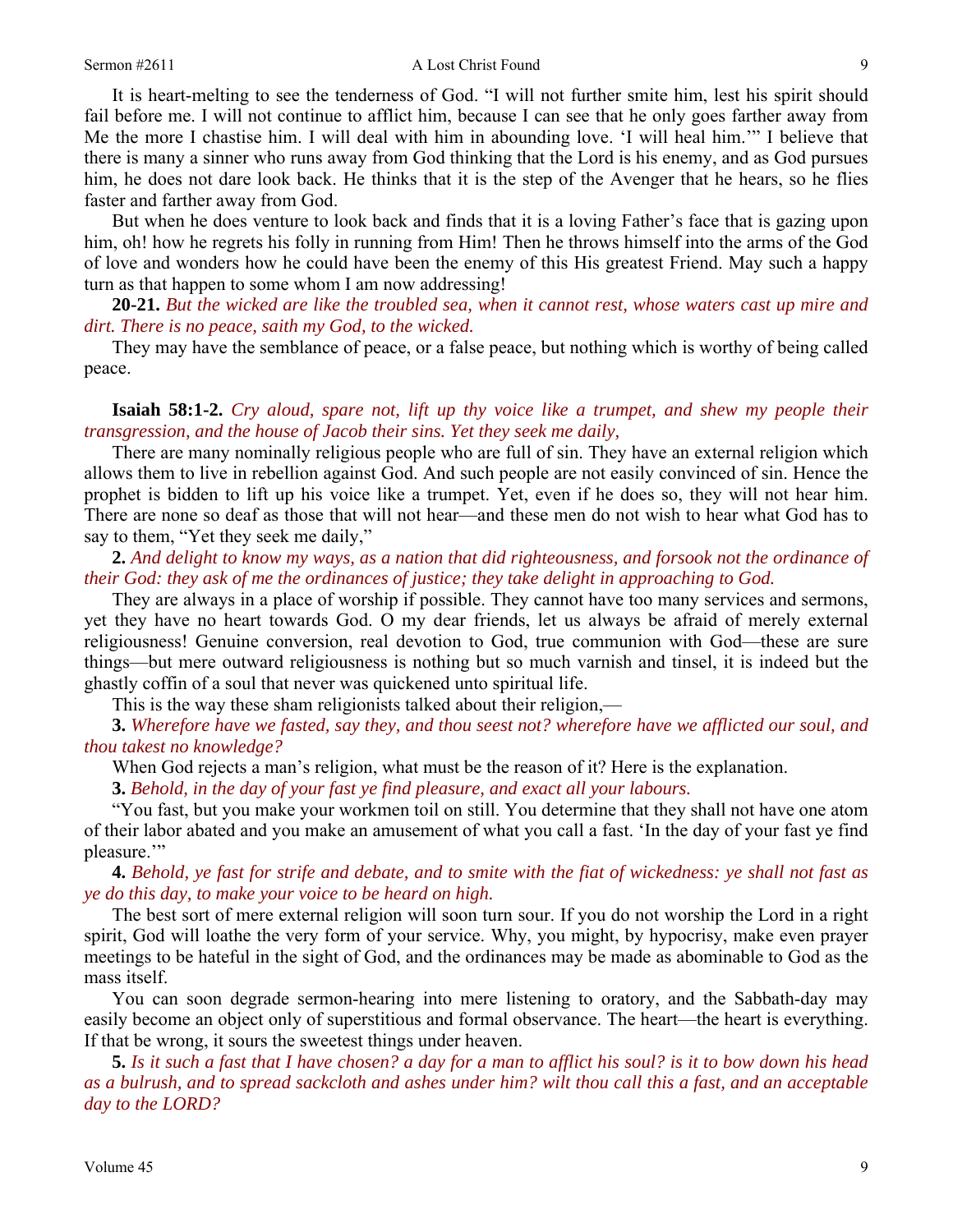It is heart-melting to see the tenderness of God. "I will not further smite him, lest his spirit should fail before me. I will not continue to afflict him, because I can see that he only goes farther away from Me the more I chastise him. I will deal with him in abounding love. 'I will heal him.'" I believe that there is many a sinner who runs away from God thinking that the Lord is his enemy, and as God pursues him, he does not dare look back. He thinks that it is the step of the Avenger that he hears, so he flies faster and farther away from God.

But when he does venture to look back and finds that it is a loving Father's face that is gazing upon him, oh! how he regrets his folly in running from Him! Then he throws himself into the arms of the God of love and wonders how he could have been the enemy of this His greatest Friend. May such a happy turn as that happen to some whom I am now addressing!

**20-21.** *But the wicked are like the troubled sea, when it cannot rest, whose waters cast up mire and dirt. There is no peace, saith my God, to the wicked.*

They may have the semblance of peace, or a false peace, but nothing which is worthy of being called peace.

**Isaiah 58:1-2.** *Cry aloud, spare not, lift up thy voice like a trumpet, and shew my people their transgression, and the house of Jacob their sins. Yet they seek me daily,*

There are many nominally religious people who are full of sin. They have an external religion which allows them to live in rebellion against God. And such people are not easily convinced of sin. Hence the prophet is bidden to lift up his voice like a trumpet. Yet, even if he does so, they will not hear him. There are none so deaf as those that will not hear—and these men do not wish to hear what God has to say to them, "Yet they seek me daily,"

**2.** *And delight to know my ways, as a nation that did righteousness, and forsook not the ordinance of their God: they ask of me the ordinances of justice; they take delight in approaching to God.*

They are always in a place of worship if possible. They cannot have too many services and sermons, yet they have no heart towards God. O my dear friends, let us always be afraid of merely external religiousness! Genuine conversion, real devotion to God, true communion with God—these are sure things—but mere outward religiousness is nothing but so much varnish and tinsel, it is indeed but the ghastly coffin of a soul that never was quickened unto spiritual life.

This is the way these sham religionists talked about their religion,—

**3.** *Wherefore have we fasted, say they, and thou seest not? wherefore have we afflicted our soul, and thou takest no knowledge?*

When God rejects a man's religion, what must be the reason of it? Here is the explanation.

**3.** *Behold, in the day of your fast ye find pleasure, and exact all your labours.*

"You fast, but you make your workmen toil on still. You determine that they shall not have one atom of their labor abated and you make an amusement of what you call a fast. 'In the day of your fast ye find pleasure.'"

**4.** *Behold, ye fast for strife and debate, and to smite with the fiat of wickedness: ye shall not fast as ye do this day, to make your voice to be heard on high.*

The best sort of mere external religion will soon turn sour. If you do not worship the Lord in a right spirit, God will loathe the very form of your service. Why, you might, by hypocrisy, make even prayer meetings to be hateful in the sight of God, and the ordinances may be made as abominable to God as the mass itself.

You can soon degrade sermon-hearing into mere listening to oratory, and the Sabbath-day may easily become an object only of superstitious and formal observance. The heart—the heart is everything. If that be wrong, it sours the sweetest things under heaven.

**5.** *Is it such a fast that I have chosen? a day for a man to afflict his soul? is it to bow down his head as a bulrush, and to spread sackcloth and ashes under him? wilt thou call this a fast, and an acceptable day to the LORD?*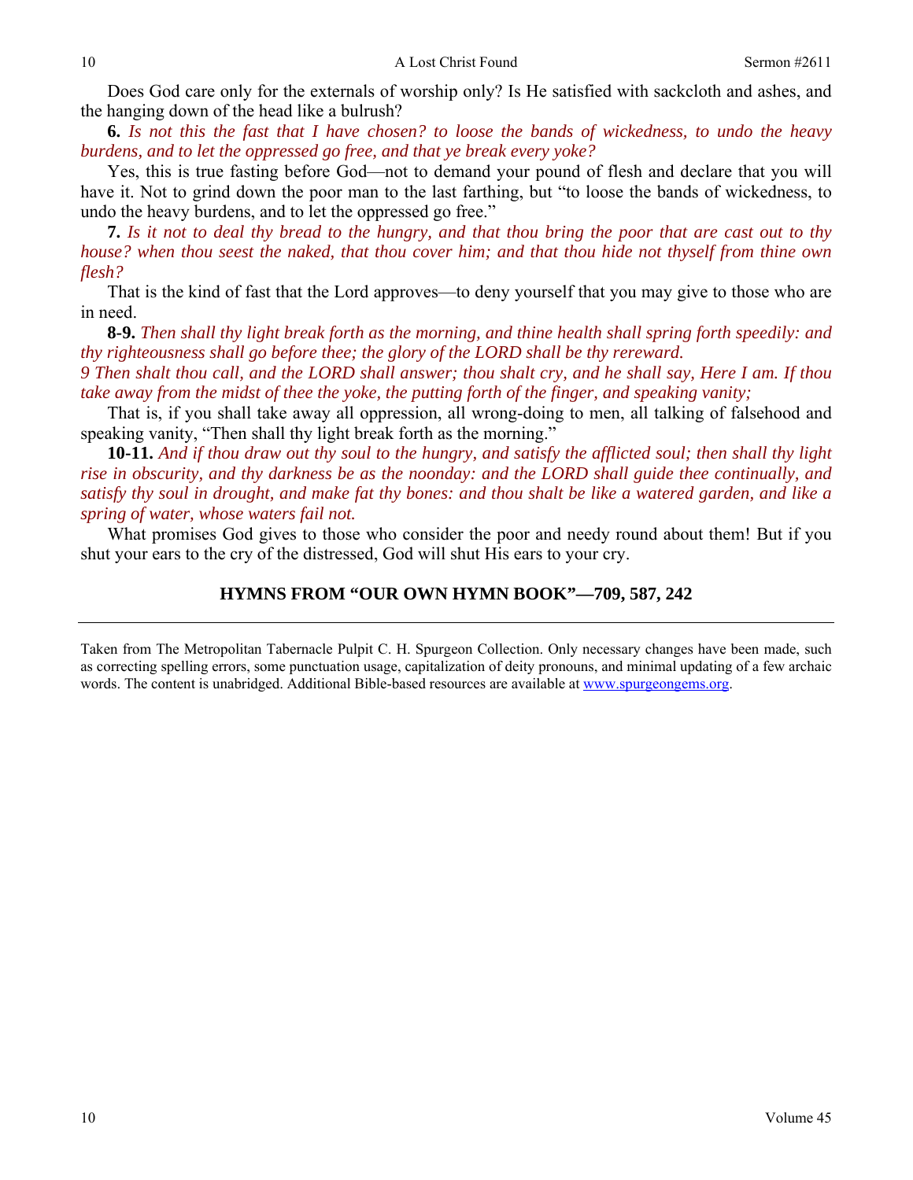Does God care only for the externals of worship only? Is He satisfied with sackcloth and ashes, and the hanging down of the head like a bulrush?

**6.** *Is not this the fast that I have chosen? to loose the bands of wickedness, to undo the heavy burdens, and to let the oppressed go free, and that ye break every yoke?*

Yes, this is true fasting before God—not to demand your pound of flesh and declare that you will have it. Not to grind down the poor man to the last farthing, but "to loose the bands of wickedness, to undo the heavy burdens, and to let the oppressed go free."

**7.** *Is it not to deal thy bread to the hungry, and that thou bring the poor that are cast out to thy house? when thou seest the naked, that thou cover him; and that thou hide not thyself from thine own flesh?*

That is the kind of fast that the Lord approves—to deny yourself that you may give to those who are in need.

**8-9.** *Then shall thy light break forth as the morning, and thine health shall spring forth speedily: and thy righteousness shall go before thee; the glory of the LORD shall be thy rereward.*
*9 Then shalt thou call, and the LORD shall answer; thou shalt cry, and he shall say, Here I am. If thou take away from the midst of thee the yoke, the putting forth of the finger, and speaking vanity;*

That is, if you shall take away all oppression, all wrong-doing to men, all talking of falsehood and speaking vanity, "Then shall thy light break forth as the morning."

**10-11.** *And if thou draw out thy soul to the hungry, and satisfy the afflicted soul; then shall thy light rise in obscurity, and thy darkness be as the noonday: and the LORD shall guide thee continually, and satisfy thy soul in drought, and make fat thy bones: and thou shalt be like a watered garden, and like a spring of water, whose waters fail not.*

What promises God gives to those who consider the poor and needy round about them! But if you shut your ears to the cry of the distressed, God will shut His ears to your cry.

## HYMNS FROM "OUR OWN HYMN BOOK"—709, 587, 242

---

Taken from The Metropolitan Tabernacle Pulpit C. H. Spurgeon Collection. Only necessary changes have been made, such as correcting spelling errors, some punctuation usage, capitalization of deity pronouns, and minimal updating of a few archaic words. The content is unabridged. Additional Bible-based resources are available at www.spurgeongems.org.